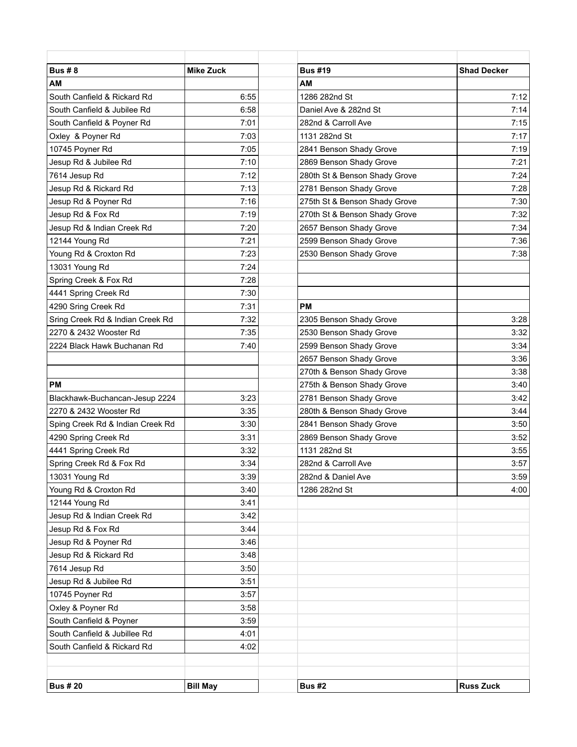| Bus # 8 | Mike Zuck |
| --- | --- |
| **AM** | |
| South Canfield & Rickard Rd | 6:55 |
| South Canfield & Jubilee Rd | 6:58 |
| South Canfield & Poyner Rd | 7:01 |
| Oxley & Poyner Rd | 7:03 |
| 10745 Poyner Rd | 7:05 |
| Jesup Rd & Jubilee Rd | 7:10 |
| 7614 Jesup Rd | 7:12 |
| Jesup Rd & Rickard Rd | 7:13 |
| Jesup Rd & Poyner Rd | 7:16 |
| Jesup Rd & Fox Rd | 7:19 |
| Jesup Rd & Indian Creek Rd | 7:20 |
| 12144 Young Rd | 7:21 |
| Young Rd & Croxton Rd | 7:23 |
| 13031 Young Rd | 7:24 |
| Spring Creek & Fox Rd | 7:28 |
| 4441 Spring Creek Rd | 7:30 |
| 4290 Sring Creek Rd | 7:31 |
| Sring Creek Rd & Indian Creek Rd | 7:32 |
| 2270 & 2432 Wooster Rd | 7:35 |
| 2224 Black Hawk Buchanan Rd | 7:40 |
| | |
| | |
| **PM** | |
| Blackhawk-Buchancan-Jesup 2224 | 3:23 |
| 2270 & 2432 Wooster Rd | 3:35 |
| Sping Creek Rd & Indian Creek Rd | 3:30 |
| 4290 Spring Creek Rd | 3:31 |
| 4441 Spring Creek Rd | 3:32 |
| Spring Creek Rd & Fox Rd | 3:34 |
| 13031 Young Rd | 3:39 |
| Young Rd & Croxton Rd | 3:40 |
| 12144 Young Rd | 3:41 |
| Jesup Rd & Indian Creek Rd | 3:42 |
| Jesup Rd & Fox Rd | 3:44 |
| Jesup Rd & Poyner Rd | 3:46 |
| Jesup Rd & Rickard Rd | 3:48 |
| 7614 Jesup Rd | 3:50 |
| Jesup Rd & Jubilee Rd | 3:51 |
| 10745 Poyner Rd | 3:57 |
| Oxley & Poyner Rd | 3:58 |
| South Canfield & Poyner | 3:59 |
| South Canfield & Jubillee Rd | 4:01 |
| South Canfield & Rickard Rd | 4:02 |

| Bus #19 | Shad Decker |
| --- | --- |
| **AM** | |
| 1286 282nd St | 7:12 |
| Daniel Ave & 282nd St | 7:14 |
| 282nd & Carroll Ave | 7:15 |
| 1131 282nd St | 7:17 |
| 2841 Benson Shady Grove | 7:19 |
| 2869 Benson Shady Grove | 7:21 |
| 280th St & Benson Shady Grove | 7:24 |
| 2781 Benson Shady Grove | 7:28 |
| 275th St & Benson Shady Grove | 7:30 |
| 270th St & Benson Shady Grove | 7:32 |
| 2657 Benson Shady Grove | 7:34 |
| 2599 Benson Shady Grove | 7:36 |
| 2530 Benson Shady Grove | 7:38 |
| | |
| | |
| | |
| **PM** | |
| 2305 Benson Shady Grove | 3:28 |
| 2530 Benson Shady Grove | 3:32 |
| 2599 Benson Shady Grove | 3:34 |
| 2657 Benson Shady Grove | 3:36 |
| 270th & Benson Shady Grove | 3:38 |
| 275th & Benson Shady Grove | 3:40 |
| 2781 Benson Shady Grove | 3:42 |
| 280th & Benson Shady Grove | 3:44 |
| 2841 Benson Shady Grove | 3:50 |
| 2869 Benson Shady Grove | 3:52 |
| 1131 282nd St | 3:55 |
| 282nd & Carroll Ave | 3:57 |
| 282nd & Daniel Ave | 3:59 |
| 1286 282nd St | 4:00 |

| Bus # 20 | Bill May |
| --- | --- |

| Bus #2 | Russ Zuck |
| --- | --- |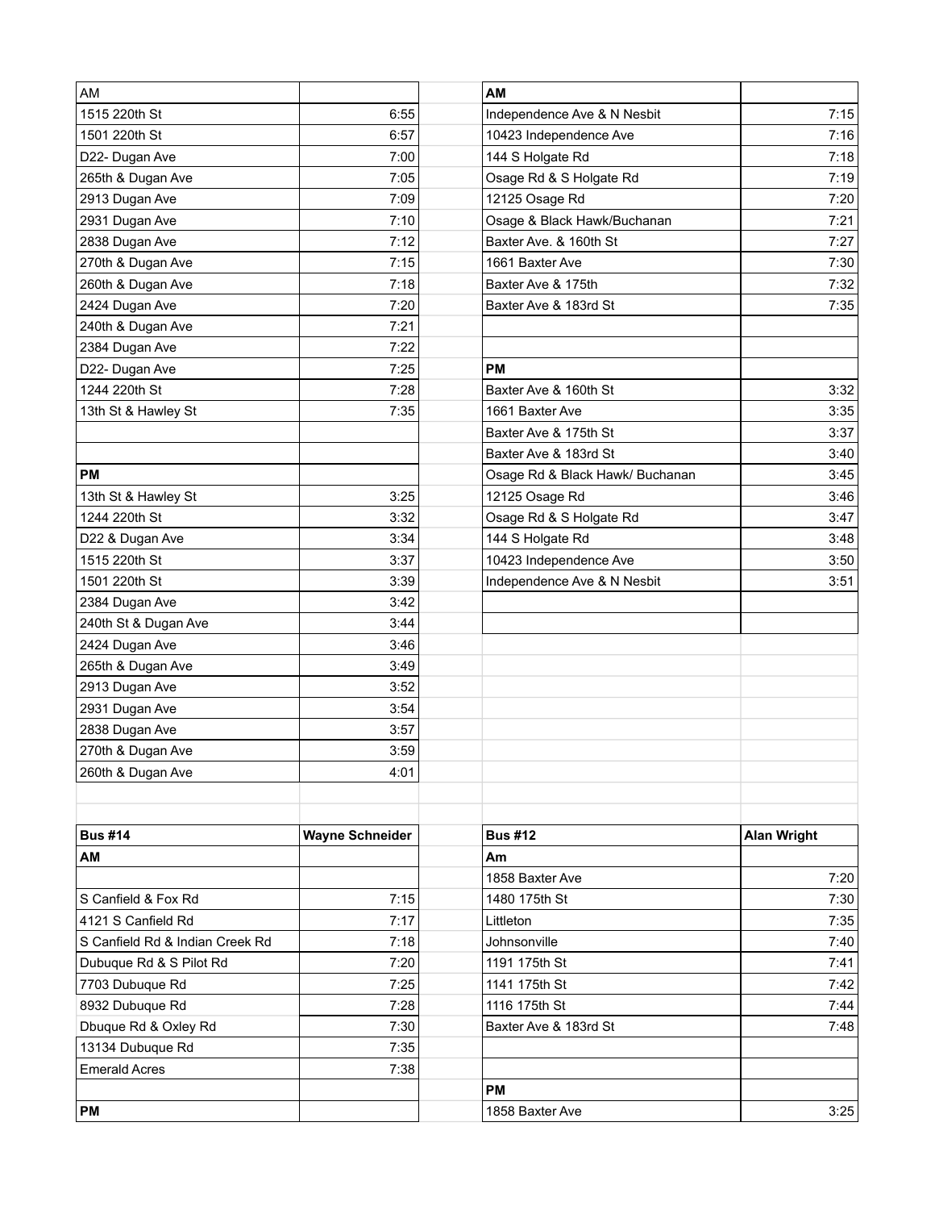| AM | |
|---|---|
| 1515 220th St | 6:55 |
| 1501 220th St | 6:57 |
| D22- Dugan Ave | 7:00 |
| 265th & Dugan Ave | 7:05 |
| 2913 Dugan Ave | 7:09 |
| 2931 Dugan Ave | 7:10 |
| 2838 Dugan Ave | 7:12 |
| 270th & Dugan Ave | 7:15 |
| 260th & Dugan Ave | 7:18 |
| 2424 Dugan Ave | 7:20 |
| 240th & Dugan Ave | 7:21 |
| 2384 Dugan Ave | 7:22 |
| D22- Dugan Ave | 7:25 |
| 1244 220th St | 7:28 |
| 13th St & Hawley St | 7:35 |
| | |
| | |
| **PM** | |
| 13th St & Hawley St | 3:25 |
| 1244 220th St | 3:32 |
| D22 & Dugan Ave | 3:34 |
| 1515 220th St | 3:37 |
| 1501 220th St | 3:39 |
| 2384 Dugan Ave | 3:42 |
| 240th St & Dugan Ave | 3:44 |
| 2424 Dugan Ave | 3:46 |
| 265th & Dugan Ave | 3:49 |
| 2913 Dugan Ave | 3:52 |
| 2931 Dugan Ave | 3:54 |
| 2838 Dugan Ave | 3:57 |
| 270th & Dugan Ave | 3:59 |
| 260th & Dugan Ave | 4:01 |

| **AM** | |
|---|---|
| Independence Ave & N Nesbit | 7:15 |
| 10423 Independence Ave | 7:16 |
| 144 S Holgate Rd | 7:18 |
| Osage Rd & S Holgate Rd | 7:19 |
| 12125 Osage Rd | 7:20 |
| Osage & Black Hawk/Buchanan | 7:21 |
| Baxter Ave. & 160th St | 7:27 |
| 1661 Baxter Ave | 7:30 |
| Baxter Ave & 175th | 7:32 |
| Baxter Ave & 183rd St | 7:35 |
| | |
| | |
| **PM** | |
| Baxter Ave & 160th St | 3:32 |
| 1661 Baxter Ave | 3:35 |
| Baxter Ave & 175th St | 3:37 |
| Baxter Ave & 183rd St | 3:40 |
| Osage Rd & Black Hawk/ Buchanan | 3:45 |
| 12125 Osage Rd | 3:46 |
| Osage Rd & S Holgate Rd | 3:47 |
| 144 S Holgate Rd | 3:48 |
| 10423 Independence Ave | 3:50 |
| Independence Ave & N Nesbit | 3:51 |

| **Bus #14** | **Wayne Schneider** |
|---|---|
| **AM** | |
| | |
| S Canfield & Fox Rd | 7:15 |
| 4121 S Canfield Rd | 7:17 |
| S Canfield Rd & Indian Creek Rd | 7:18 |
| Dubuque Rd & S Pilot Rd | 7:20 |
| 7703 Dubuque Rd | 7:25 |
| 8932 Dubuque Rd | 7:28 |
| Dbuque Rd & Oxley Rd | 7:30 |
| 13134 Dubuque Rd | 7:35 |
| Emerald Acres | 7:38 |
| | |
| **PM** | |

| **Bus #12** | **Alan Wright** |
|---|---|
| **Am** | |
| 1858 Baxter Ave | 7:20 |
| 1480 175th St | 7:30 |
| Littleton | 7:35 |
| Johnsonville | 7:40 |
| 1191 175th St | 7:41 |
| 1141 175th St | 7:42 |
| 1116 175th St | 7:44 |
| Baxter Ave & 183rd St | 7:48 |
| | |
| | |
| **PM** | |
| 1858 Baxter Ave | 3:25 |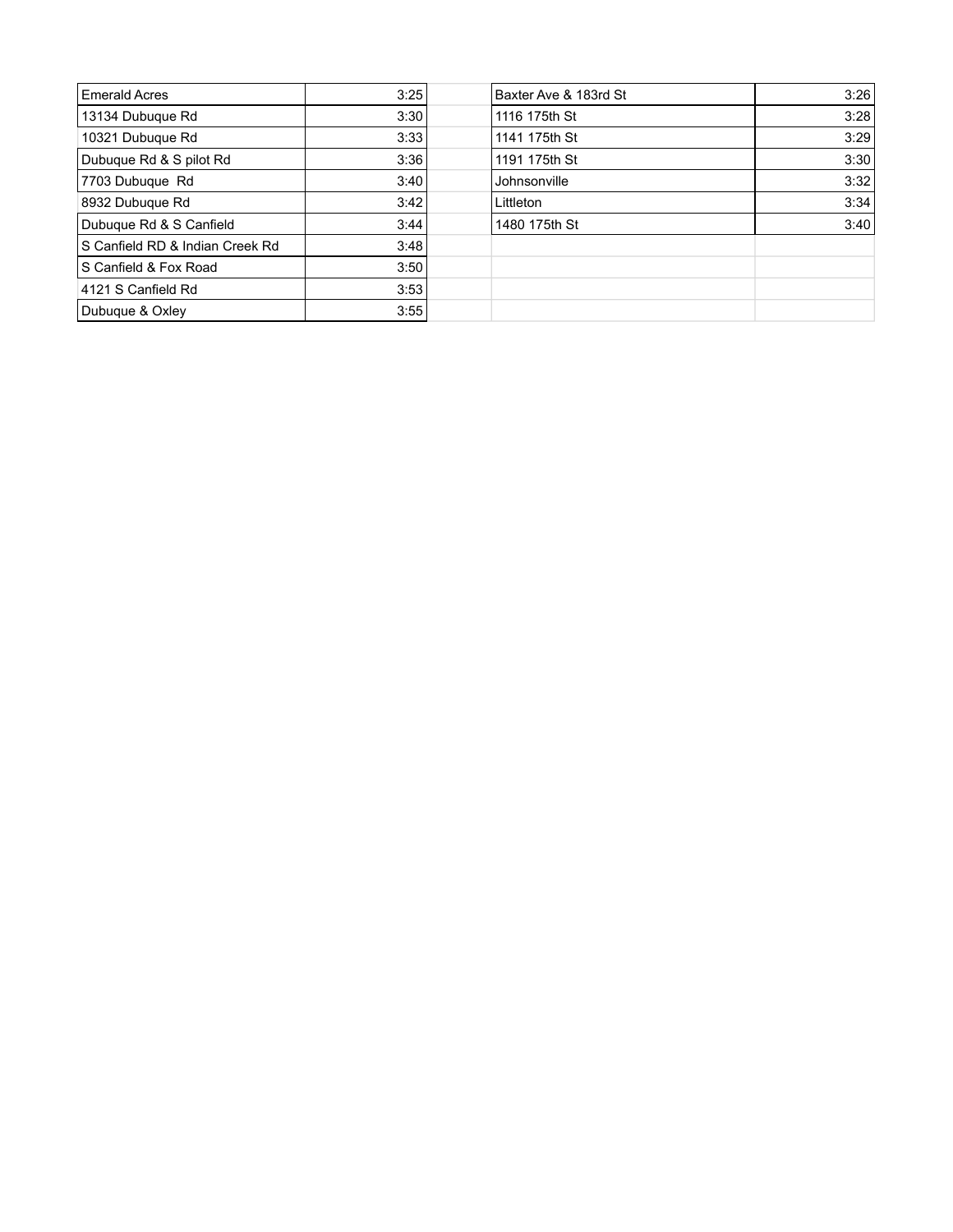| | |
|---|---|
| Emerald Acres | 3:25 |
| 13134 Dubuque Rd | 3:30 |
| 10321 Dubuque Rd | 3:33 |
| Dubuque Rd & S pilot Rd | 3:36 |
| 7703 Dubuque Rd | 3:40 |
| 8932 Dubuque Rd | 3:42 |
| Dubuque Rd & S Canfield | 3:44 |
| S Canfield RD & Indian Creek Rd | 3:48 |
| S Canfield & Fox Road | 3:50 |
| 4121 S Canfield Rd | 3:53 |
| Dubuque & Oxley | 3:55 |

| | |
|---|---|
| Baxter Ave & 183rd St | 3:26 |
| 1116 175th St | 3:28 |
| 1141 175th St | 3:29 |
| 1191 175th St | 3:30 |
| Johnsonville | 3:32 |
| Littleton | 3:34 |
| 1480 175th St | 3:40 |